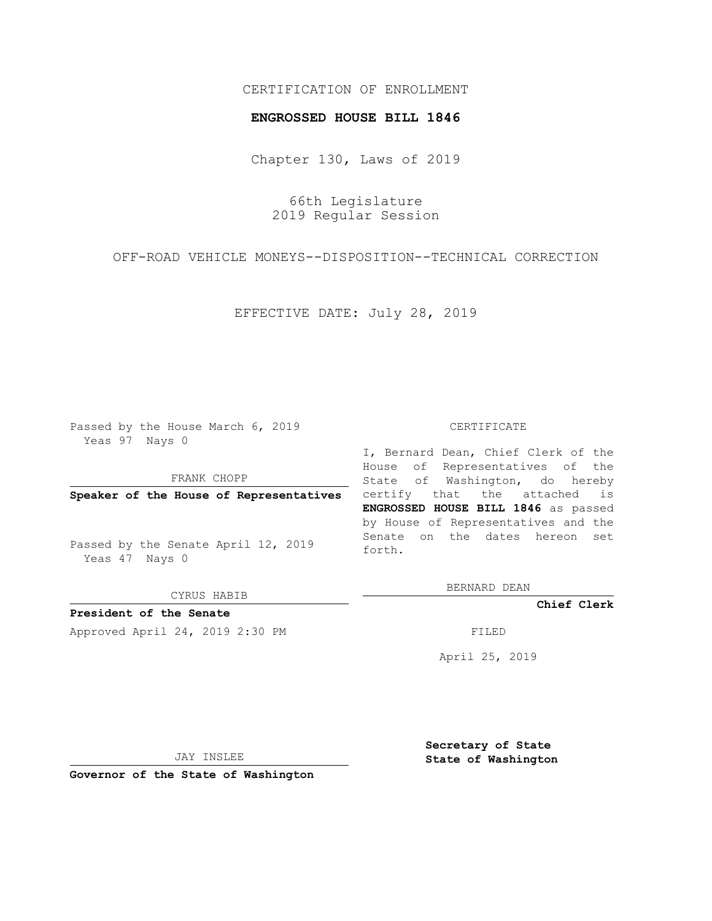CERTIFICATION OF ENROLLMENT

**ENGROSSED HOUSE BILL 1846**

Chapter 130, Laws of 2019

66th Legislature
2019 Regular Session

OFF-ROAD VEHICLE MONEYS--DISPOSITION--TECHNICAL CORRECTION

EFFECTIVE DATE: July 28, 2019

Passed by the House March 6, 2019
Yeas 97 Nays 0

FRANK CHOPP

**Speaker of the House of Representatives**

Passed by the Senate April 12, 2019
Yeas 47 Nays 0

CYRUS HABIB

**President of the Senate**

Approved April 24, 2019 2:30 PM

CERTIFICATE

I, Bernard Dean, Chief Clerk of the House of Representatives of the State of Washington, do hereby certify that the attached is **ENGROSSED HOUSE BILL 1846** as passed by House of Representatives and the Senate on the dates hereon set forth.

BERNARD DEAN

**Chief Clerk**

FILED

April 25, 2019

JAY INSLEE

**Governor of the State of Washington**

**Secretary of State**
**State of Washington**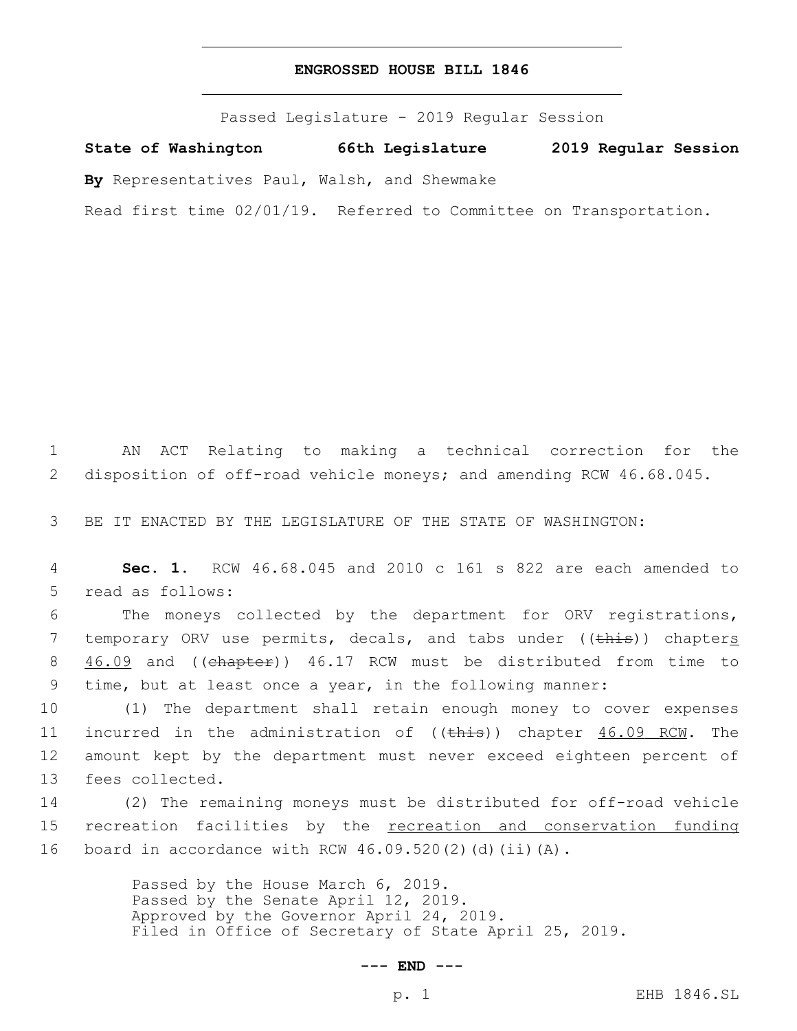# ENGROSSED HOUSE BILL 1846

Passed Legislature - 2019 Regular Session

**State of Washington 66th Legislature 2019 Regular Session**

**By** Representatives Paul, Walsh, and Shewmake

Read first time 02/01/19. Referred to Committee on Transportation.

AN ACT Relating to making a technical correction for the disposition of off-road vehicle moneys; and amending RCW 46.68.045.

BE IT ENACTED BY THE LEGISLATURE OF THE STATE OF WASHINGTON:

**Sec. 1.** RCW 46.68.045 and 2010 c 161 s 822 are each amended to read as follows:

The moneys collected by the department for ORV registrations, temporary ORV use permits, decals, and tabs under ((~~this~~)) chapter<u>s</u> <u>46.09</u> and ((~~chapter~~)) 46.17 RCW must be distributed from time to time, but at least once a year, in the following manner:

(1) The department shall retain enough money to cover expenses incurred in the administration of ((~~this~~)) chapter <u>46.09 RCW</u>. The amount kept by the department must never exceed eighteen percent of fees collected.

(2) The remaining moneys must be distributed for off-road vehicle recreation facilities by the <u>recreation and conservation funding</u> board in accordance with RCW 46.09.520(2)(d)(ii)(A).

Passed by the House March 6, 2019.
Passed by the Senate April 12, 2019.
Approved by the Governor April 24, 2019.
Filed in Office of Secretary of State April 25, 2019.

**--- END ---**